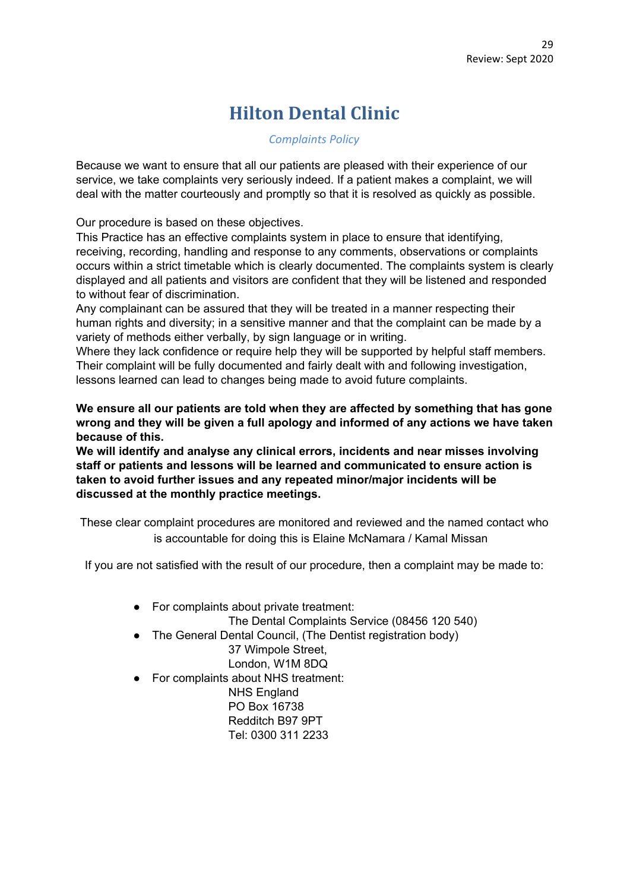# Hilton Dental Clinic

*Complaints Policy*

Because we want to ensure that all our patients are pleased with their experience of our service, we take complaints very seriously indeed. If a patient makes a complaint, we will deal with the matter courteously and promptly so that it is resolved as quickly as possible.

Our procedure is based on these objectives.
This Practice has an effective complaints system in place to ensure that identifying, receiving, recording, handling and response to any comments, observations or complaints occurs within a strict timetable which is clearly documented. The complaints system is clearly displayed and all patients and visitors are confident that they will be listened and responded to without fear of discrimination.
Any complainant can be assured that they will be treated in a manner respecting their human rights and diversity; in a sensitive manner and that the complaint can be made by a variety of methods either verbally, by sign language or in writing.
Where they lack confidence or require help they will be supported by helpful staff members. Their complaint will be fully documented and fairly dealt with and following investigation, lessons learned can lead to changes being made to avoid future complaints.

**We ensure all our patients are told when they are affected by something that has gone wrong and they will be given a full apology and informed of any actions we have taken because of this.**
**We will identify and analyse any clinical errors, incidents and near misses involving staff or patients and lessons will be learned and communicated to ensure action is taken to avoid further issues and any repeated minor/major incidents will be discussed at the monthly practice meetings.**

These clear complaint procedures are monitored and reviewed and the named contact who is accountable for doing this is Elaine McNamara / Kamal Missan

If you are not satisfied with the result of our procedure, then a complaint may be made to:

- For complaints about private treatment:
  The Dental Complaints Service (08456 120 540)
- The General Dental Council, (The Dentist registration body)
  37 Wimpole Street,
  London, W1M 8DQ
- For complaints about NHS treatment:
  NHS England
  PO Box 16738
  Redditch B97 9PT
  Tel: 0300 311 2233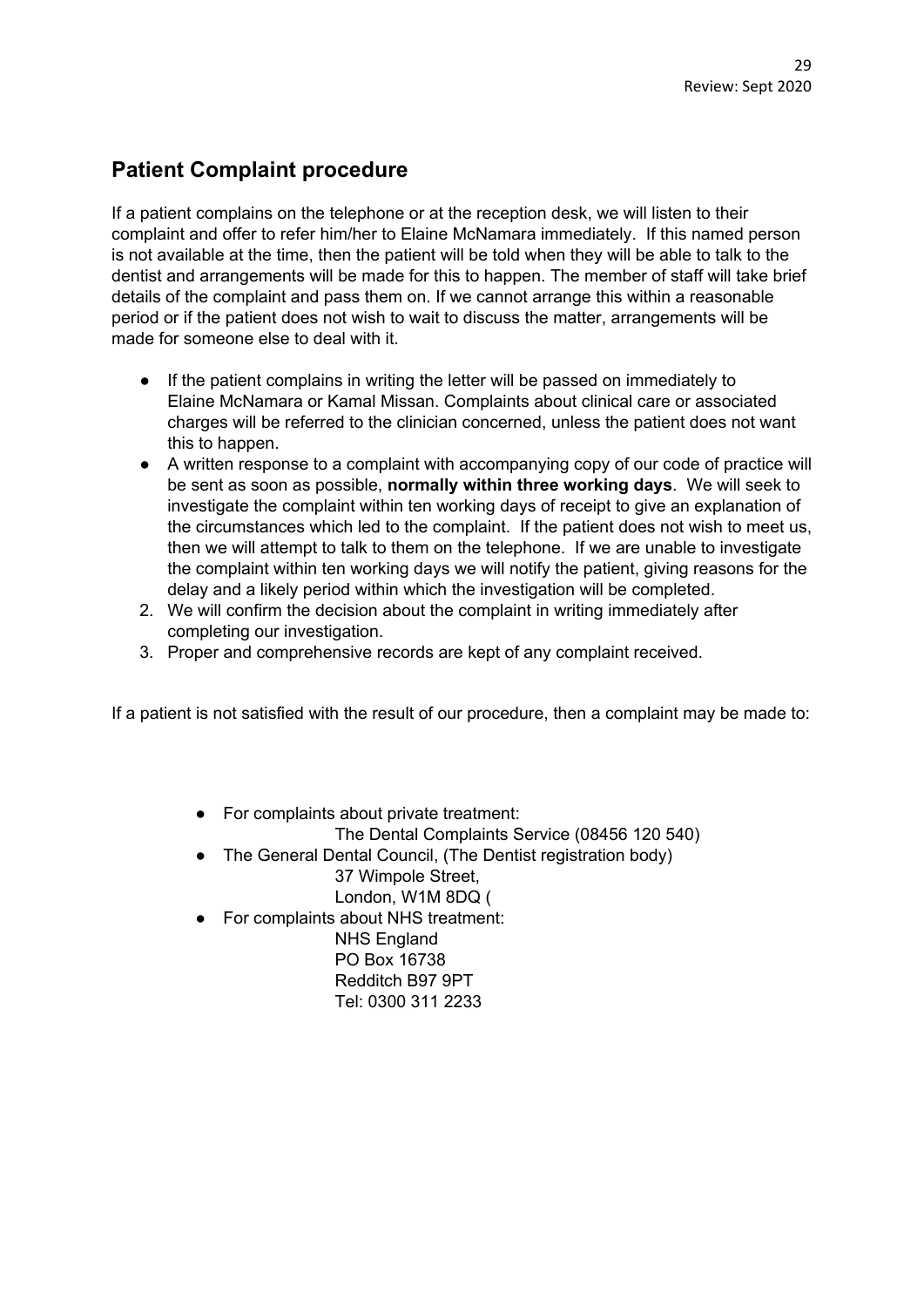## Patient Complaint procedure

If a patient complains on the telephone or at the reception desk, we will listen to their complaint and offer to refer him/her to Elaine McNamara immediately. If this named person is not available at the time, then the patient will be told when they will be able to talk to the dentist and arrangements will be made for this to happen. The member of staff will take brief details of the complaint and pass them on. If we cannot arrange this within a reasonable period or if the patient does not wish to wait to discuss the matter, arrangements will be made for someone else to deal with it.

- If the patient complains in writing the letter will be passed on immediately to Elaine McNamara or Kamal Missan. Complaints about clinical care or associated charges will be referred to the clinician concerned, unless the patient does not want this to happen.
- A written response to a complaint with accompanying copy of our code of practice will be sent as soon as possible, **normally within three working days**. We will seek to investigate the complaint within ten working days of receipt to give an explanation of the circumstances which led to the complaint. If the patient does not wish to meet us, then we will attempt to talk to them on the telephone. If we are unable to investigate the complaint within ten working days we will notify the patient, giving reasons for the delay and a likely period within which the investigation will be completed.

2. We will confirm the decision about the complaint in writing immediately after completing our investigation.
3. Proper and comprehensive records are kept of any complaint received.

If a patient is not satisfied with the result of our procedure, then a complaint may be made to:

- For complaints about private treatment:
  The Dental Complaints Service (08456 120 540)
- The General Dental Council, (The Dentist registration body)
  37 Wimpole Street,
  London, W1M 8DQ (
- For complaints about NHS treatment:
  NHS England
  PO Box 16738
  Redditch B97 9PT
  Tel: 0300 311 2233